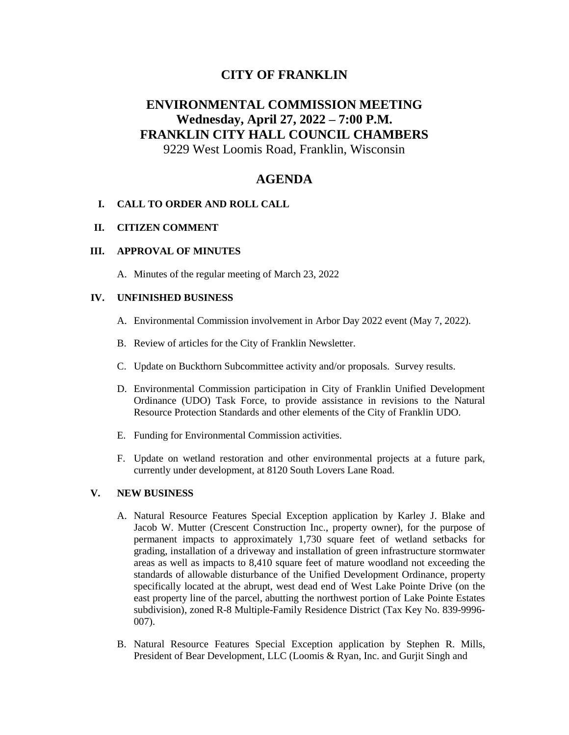# CITY OF FRANKLIN

## ENVIRONMENTAL COMMISSION MEETING
## Wednesday, April 27, 2022 – 7:00 P.M.
## FRANKLIN CITY HALL COUNCIL CHAMBERS

9229 West Loomis Road, Franklin, Wisconsin

## AGENDA

**I. CALL TO ORDER AND ROLL CALL**

**II. CITIZEN COMMENT**

**III. APPROVAL OF MINUTES**

A. Minutes of the regular meeting of March 23, 2022

**IV. UNFINISHED BUSINESS**

A. Environmental Commission involvement in Arbor Day 2022 event (May 7, 2022).

B. Review of articles for the City of Franklin Newsletter.

C. Update on Buckthorn Subcommittee activity and/or proposals. Survey results.

D. Environmental Commission participation in City of Franklin Unified Development Ordinance (UDO) Task Force, to provide assistance in revisions to the Natural Resource Protection Standards and other elements of the City of Franklin UDO.

E. Funding for Environmental Commission activities.

F. Update on wetland restoration and other environmental projects at a future park, currently under development, at 8120 South Lovers Lane Road.

**V. NEW BUSINESS**

A. Natural Resource Features Special Exception application by Karley J. Blake and Jacob W. Mutter (Crescent Construction Inc., property owner), for the purpose of permanent impacts to approximately 1,730 square feet of wetland setbacks for grading, installation of a driveway and installation of green infrastructure stormwater areas as well as impacts to 8,410 square feet of mature woodland not exceeding the standards of allowable disturbance of the Unified Development Ordinance, property specifically located at the abrupt, west dead end of West Lake Pointe Drive (on the east property line of the parcel, abutting the northwest portion of Lake Pointe Estates subdivision), zoned R-8 Multiple-Family Residence District (Tax Key No. 839-9996-007).

B. Natural Resource Features Special Exception application by Stephen R. Mills, President of Bear Development, LLC (Loomis & Ryan, Inc. and Gurjit Singh and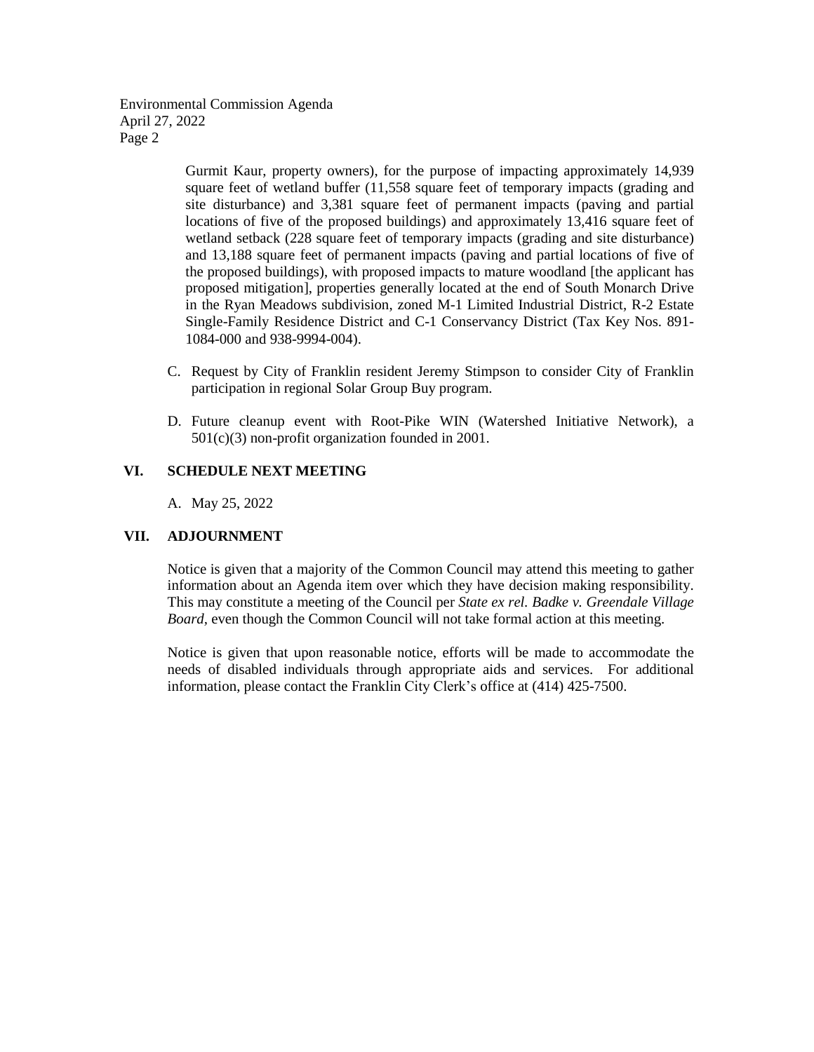Gurmit Kaur, property owners), for the purpose of impacting approximately 14,939 square feet of wetland buffer (11,558 square feet of temporary impacts (grading and site disturbance) and 3,381 square feet of permanent impacts (paving and partial locations of five of the proposed buildings) and approximately 13,416 square feet of wetland setback (228 square feet of temporary impacts (grading and site disturbance) and 13,188 square feet of permanent impacts (paving and partial locations of five of the proposed buildings), with proposed impacts to mature woodland [the applicant has proposed mitigation], properties generally located at the end of South Monarch Drive in the Ryan Meadows subdivision, zoned M-1 Limited Industrial District, R-2 Estate Single-Family Residence District and C-1 Conservancy District (Tax Key Nos. 891-1084-000 and 938-9994-004).

C. Request by City of Franklin resident Jeremy Stimpson to consider City of Franklin participation in regional Solar Group Buy program.

D. Future cleanup event with Root-Pike WIN (Watershed Initiative Network), a 501(c)(3) non-profit organization founded in 2001.

## VI. SCHEDULE NEXT MEETING

A. May 25, 2022

## VII. ADJOURNMENT

Notice is given that a majority of the Common Council may attend this meeting to gather information about an Agenda item over which they have decision making responsibility. This may constitute a meeting of the Council per *State ex rel. Badke v. Greendale Village Board*, even though the Common Council will not take formal action at this meeting.

Notice is given that upon reasonable notice, efforts will be made to accommodate the needs of disabled individuals through appropriate aids and services. For additional information, please contact the Franklin City Clerk's office at (414) 425-7500.